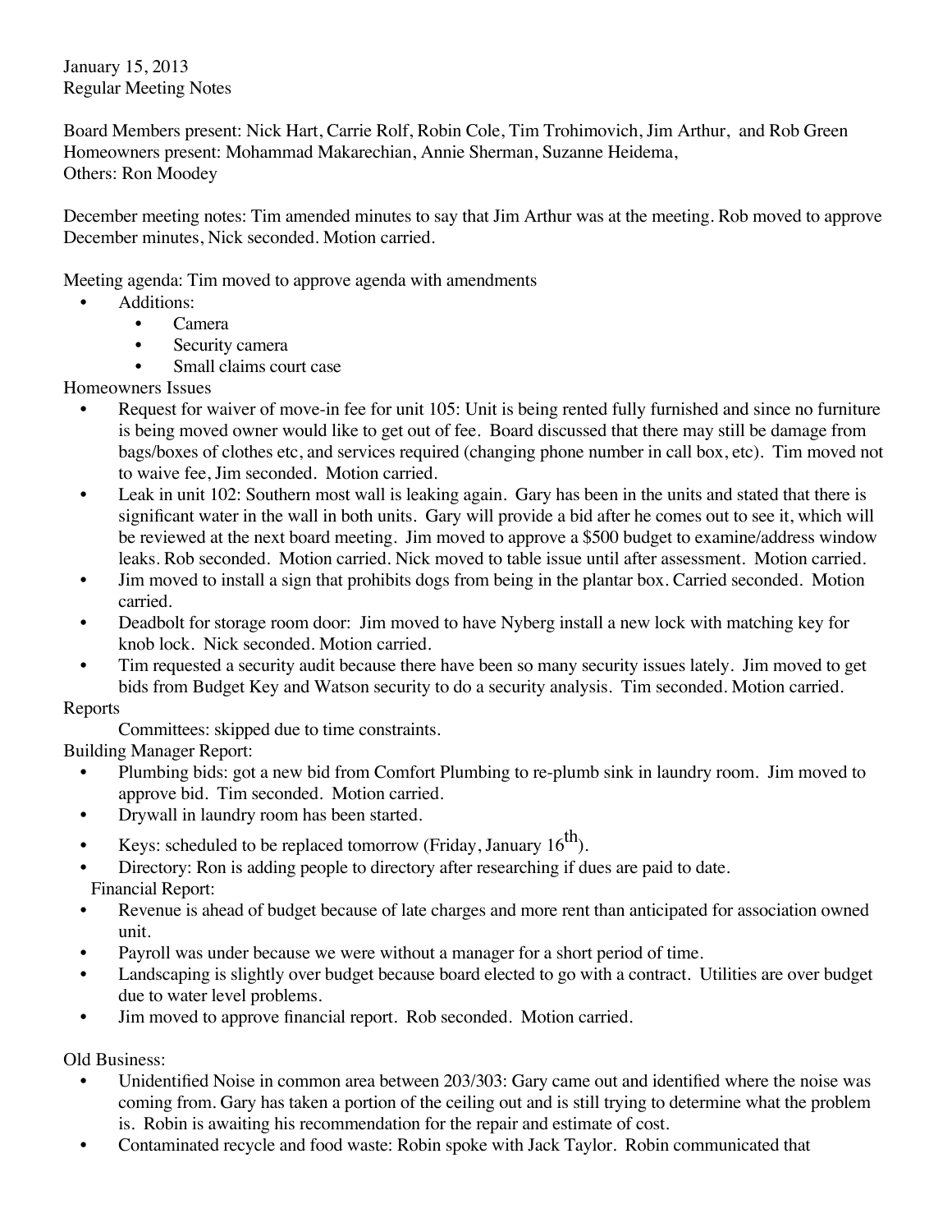January 15, 2013
Regular Meeting Notes

Board Members present: Nick Hart, Carrie Rolf, Robin Cole, Tim Trohimovich, Jim Arthur, and Rob Green
Homeowners present: Mohammad Makarechian, Annie Sherman, Suzanne Heidema,
Others: Ron Moodey

December meeting notes: Tim amended minutes to say that Jim Arthur was at the meeting. Rob moved to approve December minutes, Nick seconded. Motion carried.

Meeting agenda: Tim moved to approve agenda with amendments

- Additions:
  - Camera
  - Security camera
  - Small claims court case

Homeowners Issues

- Request for waiver of move-in fee for unit 105: Unit is being rented fully furnished and since no furniture is being moved owner would like to get out of fee. Board discussed that there may still be damage from bags/boxes of clothes etc, and services required (changing phone number in call box, etc). Tim moved not to waive fee, Jim seconded. Motion carried.
- Leak in unit 102: Southern most wall is leaking again. Gary has been in the units and stated that there is significant water in the wall in both units. Gary will provide a bid after he comes out to see it, which will be reviewed at the next board meeting. Jim moved to approve a $500 budget to examine/address window leaks. Rob seconded. Motion carried. Nick moved to table issue until after assessment. Motion carried.
- Jim moved to install a sign that prohibits dogs from being in the plantar box. Carried seconded. Motion carried.
- Deadbolt for storage room door: Jim moved to have Nyberg install a new lock with matching key for knob lock. Nick seconded. Motion carried.
- Tim requested a security audit because there have been so many security issues lately. Jim moved to get bids from Budget Key and Watson security to do a security analysis. Tim seconded. Motion carried.

Reports

Committees: skipped due to time constraints.

Building Manager Report:

- Plumbing bids: got a new bid from Comfort Plumbing to re-plumb sink in laundry room. Jim moved to approve bid. Tim seconded. Motion carried.
- Drywall in laundry room has been started.
- Keys: scheduled to be replaced tomorrow (Friday, January 16th).
- Directory: Ron is adding people to directory after researching if dues are paid to date.

Financial Report:

- Revenue is ahead of budget because of late charges and more rent than anticipated for association owned unit.
- Payroll was under because we were without a manager for a short period of time.
- Landscaping is slightly over budget because board elected to go with a contract. Utilities are over budget due to water level problems.
- Jim moved to approve financial report. Rob seconded. Motion carried.

Old Business:

- Unidentified Noise in common area between 203/303: Gary came out and identified where the noise was coming from. Gary has taken a portion of the ceiling out and is still trying to determine what the problem is. Robin is awaiting his recommendation for the repair and estimate of cost.
- Contaminated recycle and food waste: Robin spoke with Jack Taylor. Robin communicated that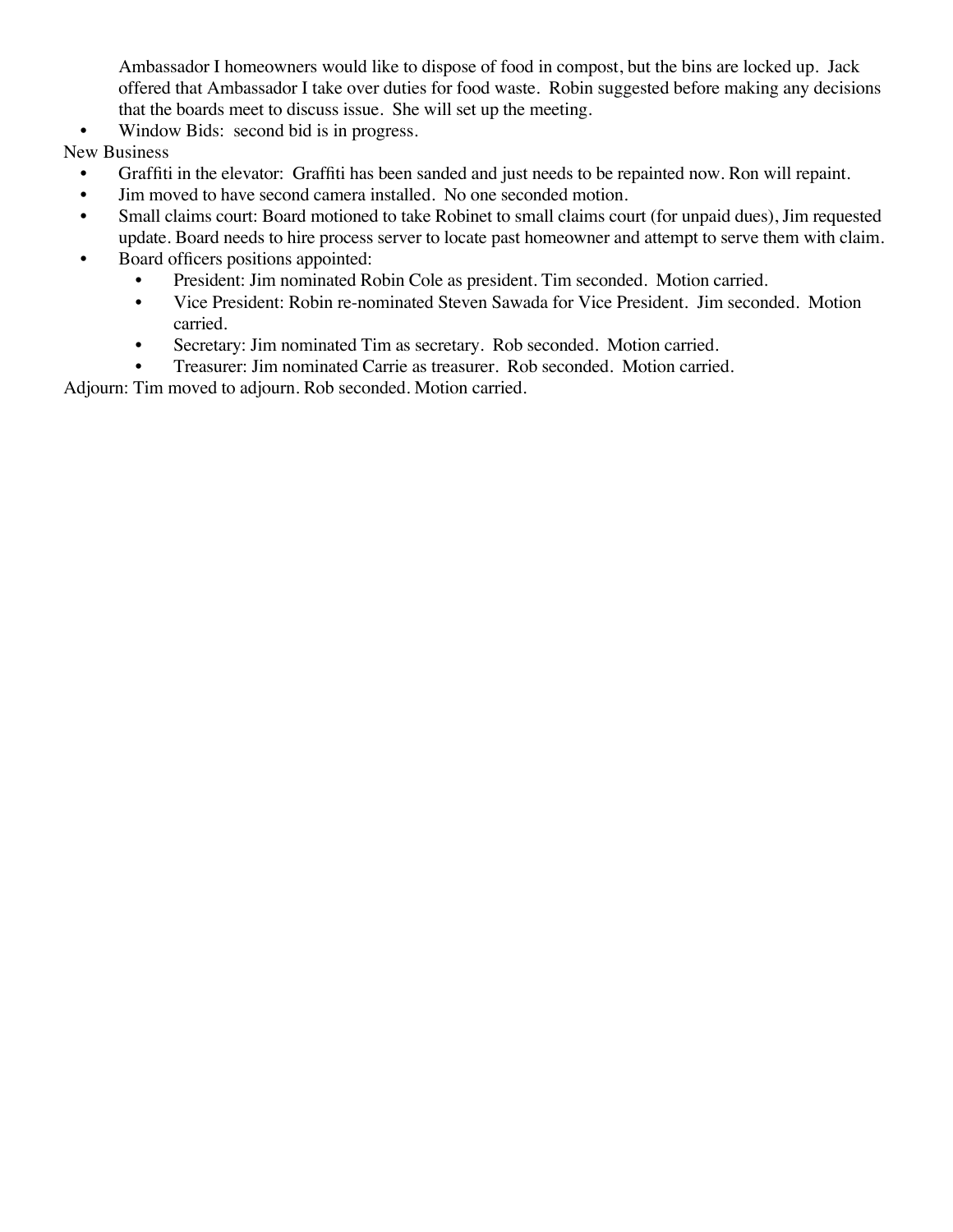Ambassador I homeowners would like to dispose of food in compost, but the bins are locked up. Jack offered that Ambassador I take over duties for food waste. Robin suggested before making any decisions that the boards meet to discuss issue. She will set up the meeting.

- Window Bids: second bid is in progress.

New Business

- Graffiti in the elevator: Graffiti has been sanded and just needs to be repainted now. Ron will repaint.
- Jim moved to have second camera installed. No one seconded motion.
- Small claims court: Board motioned to take Robinet to small claims court (for unpaid dues), Jim requested update. Board needs to hire process server to locate past homeowner and attempt to serve them with claim.
- Board officers positions appointed:
  - President: Jim nominated Robin Cole as president. Tim seconded. Motion carried.
  - Vice President: Robin re-nominated Steven Sawada for Vice President. Jim seconded. Motion carried.
  - Secretary: Jim nominated Tim as secretary. Rob seconded. Motion carried.
  - Treasurer: Jim nominated Carrie as treasurer. Rob seconded. Motion carried.

Adjourn: Tim moved to adjourn. Rob seconded. Motion carried.